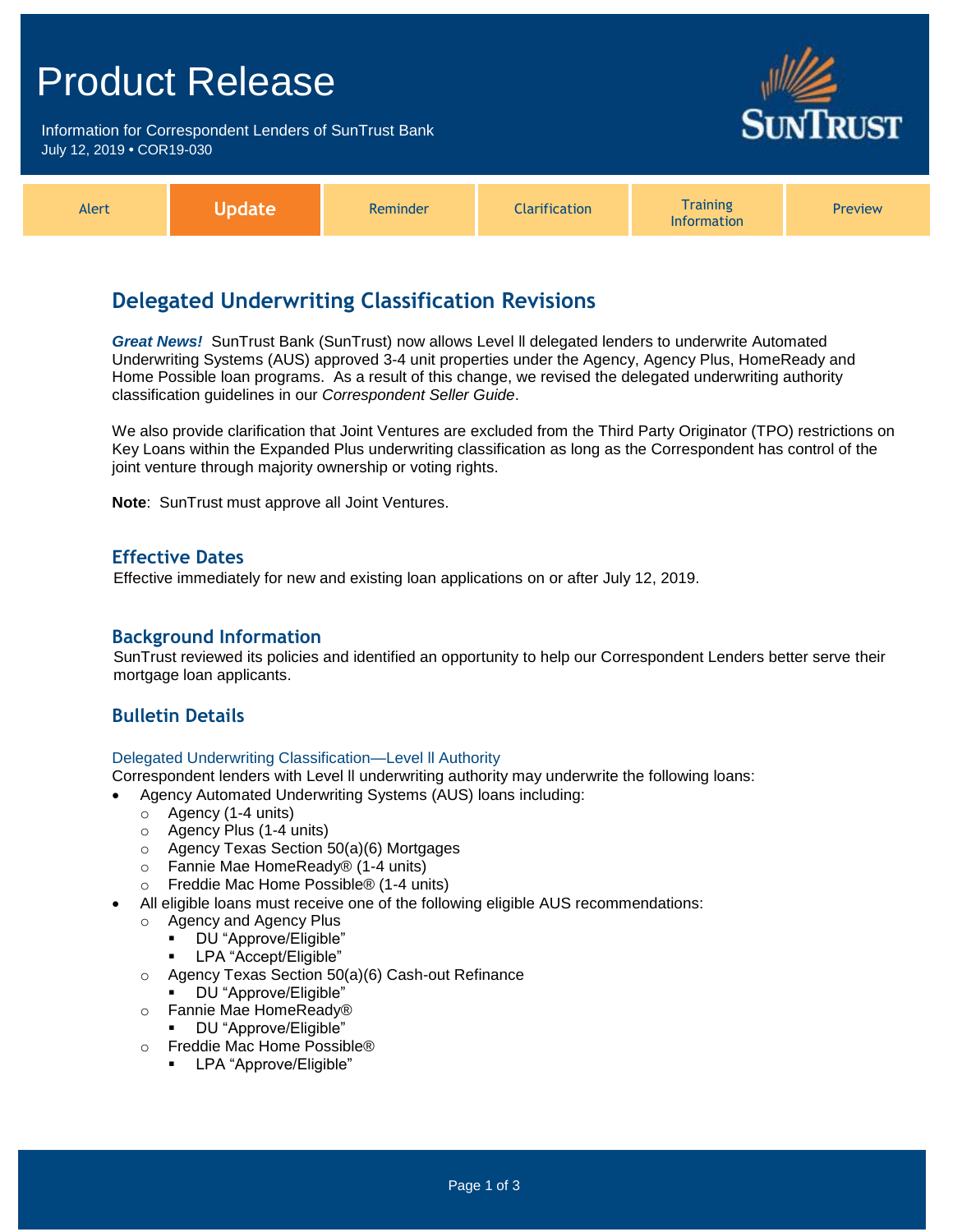# Product Release

Information for Correspondent Lenders of SunTrust Bank
July 12, 2019 • COR19-030

| Alert | **Update** | Reminder | Clarification | Training Information | Preview |
|---|---|---|---|---|---|

## Delegated Underwriting Classification Revisions

***Great News!*** SunTrust Bank (SunTrust) now allows Level ll delegated lenders to underwrite Automated Underwriting Systems (AUS) approved 3-4 unit properties under the Agency, Agency Plus, HomeReady and Home Possible loan programs. As a result of this change, we revised the delegated underwriting authority classification guidelines in our *Correspondent Seller Guide*.

We also provide clarification that Joint Ventures are excluded from the Third Party Originator (TPO) restrictions on Key Loans within the Expanded Plus underwriting classification as long as the Correspondent has control of the joint venture through majority ownership or voting rights.

**Note**: SunTrust must approve all Joint Ventures.

### Effective Dates

Effective immediately for new and existing loan applications on or after July 12, 2019.

### Background Information

SunTrust reviewed its policies and identified an opportunity to help our Correspondent Lenders better serve their mortgage loan applicants.

### Bulletin Details

#### Delegated Underwriting Classification—Level ll Authority

Correspondent lenders with Level ll underwriting authority may underwrite the following loans:

- Agency Automated Underwriting Systems (AUS) loans including:
  - Agency (1-4 units)
  - Agency Plus (1-4 units)
  - Agency Texas Section 50(a)(6) Mortgages
  - Fannie Mae HomeReady® (1-4 units)
  - Freddie Mac Home Possible® (1-4 units)
- All eligible loans must receive one of the following eligible AUS recommendations:
  - Agency and Agency Plus
    - DU "Approve/Eligible"
    - LPA "Accept/Eligible"
  - Agency Texas Section 50(a)(6) Cash-out Refinance
    - DU "Approve/Eligible"
  - Fannie Mae HomeReady®
    - DU "Approve/Eligible"
  - Freddie Mac Home Possible®
    - LPA "Approve/Eligible"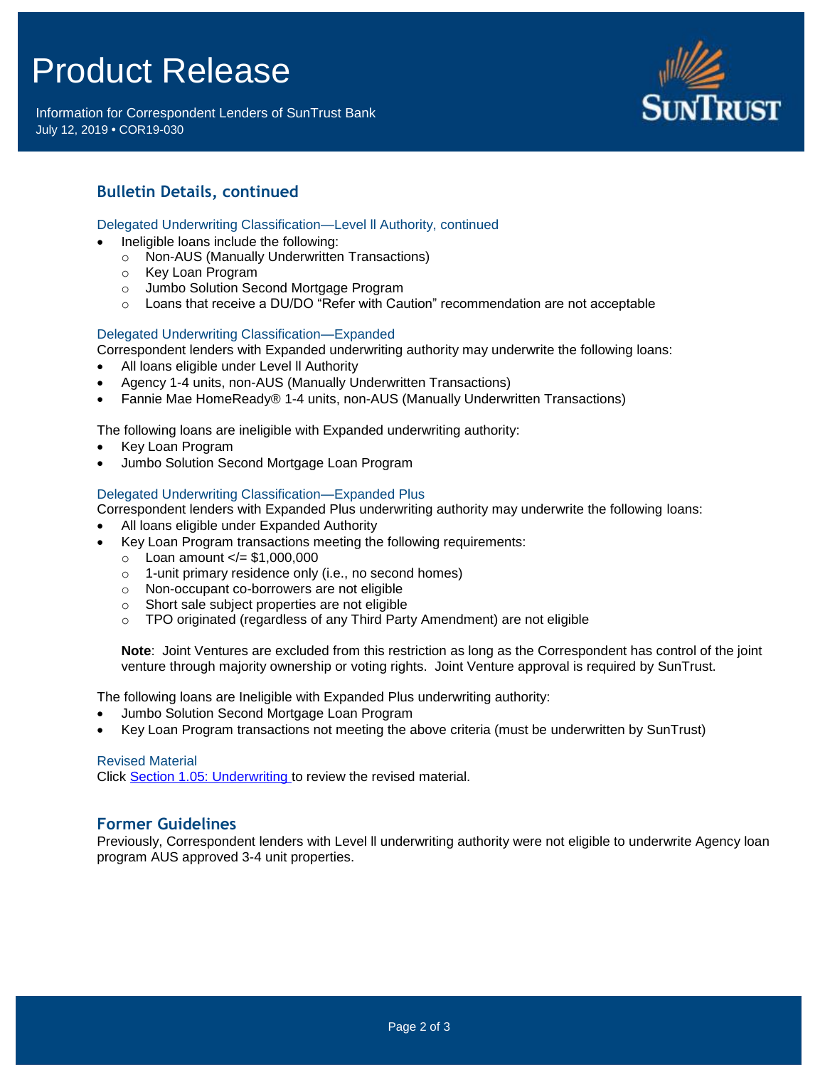## Bulletin Details, continued

### Delegated Underwriting Classification—Level ll Authority, continued

- Ineligible loans include the following:
  - Non-AUS (Manually Underwritten Transactions)
  - Key Loan Program
  - Jumbo Solution Second Mortgage Program
  - Loans that receive a DU/DO "Refer with Caution" recommendation are not acceptable

### Delegated Underwriting Classification—Expanded

Correspondent lenders with Expanded underwriting authority may underwrite the following loans:

- All loans eligible under Level ll Authority
- Agency 1-4 units, non-AUS (Manually Underwritten Transactions)
- Fannie Mae HomeReady® 1-4 units, non-AUS (Manually Underwritten Transactions)

The following loans are ineligible with Expanded underwriting authority:

- Key Loan Program
- Jumbo Solution Second Mortgage Loan Program

### Delegated Underwriting Classification—Expanded Plus

Correspondent lenders with Expanded Plus underwriting authority may underwrite the following loans:

- All loans eligible under Expanded Authority
- Key Loan Program transactions meeting the following requirements:
  - Loan amount </= $1,000,000
  - 1-unit primary residence only (i.e., no second homes)
  - Non-occupant co-borrowers are not eligible
  - Short sale subject properties are not eligible
  - TPO originated (regardless of any Third Party Amendment) are not eligible

  **Note**: Joint Ventures are excluded from this restriction as long as the Correspondent has control of the joint venture through majority ownership or voting rights. Joint Venture approval is required by SunTrust.

The following loans are Ineligible with Expanded Plus underwriting authority:

- Jumbo Solution Second Mortgage Loan Program
- Key Loan Program transactions not meeting the above criteria (must be underwritten by SunTrust)

### Revised Material

Click Section 1.05: Underwriting to review the revised material.

## Former Guidelines

Previously, Correspondent lenders with Level ll underwriting authority were not eligible to underwrite Agency loan program AUS approved 3-4 unit properties.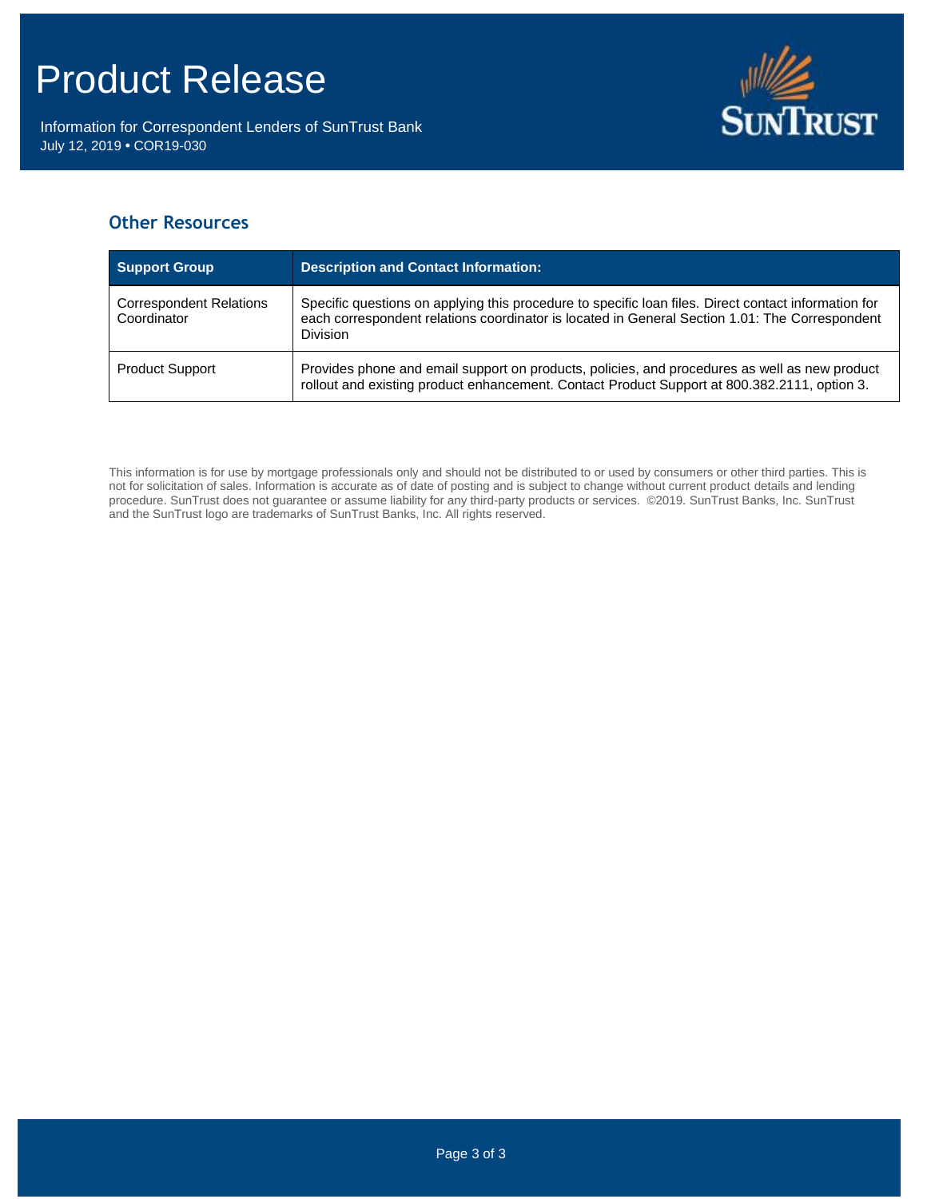## Other Resources

| Support Group | Description and Contact Information: |
|---|---|
| Correspondent Relations Coordinator | Specific questions on applying this procedure to specific loan files. Direct contact information for each correspondent relations coordinator is located in General Section 1.01: The Correspondent Division |
| Product Support | Provides phone and email support on products, policies, and procedures as well as new product rollout and existing product enhancement. Contact Product Support at 800.382.2111, option 3. |

This information is for use by mortgage professionals only and should not be distributed to or used by consumers or other third parties. This is not for solicitation of sales. Information is accurate as of date of posting and is subject to change without current product details and lending procedure. SunTrust does not guarantee or assume liability for any third-party products or services. ©2019. SunTrust Banks, Inc. SunTrust and the SunTrust logo are trademarks of SunTrust Banks, Inc. All rights reserved.